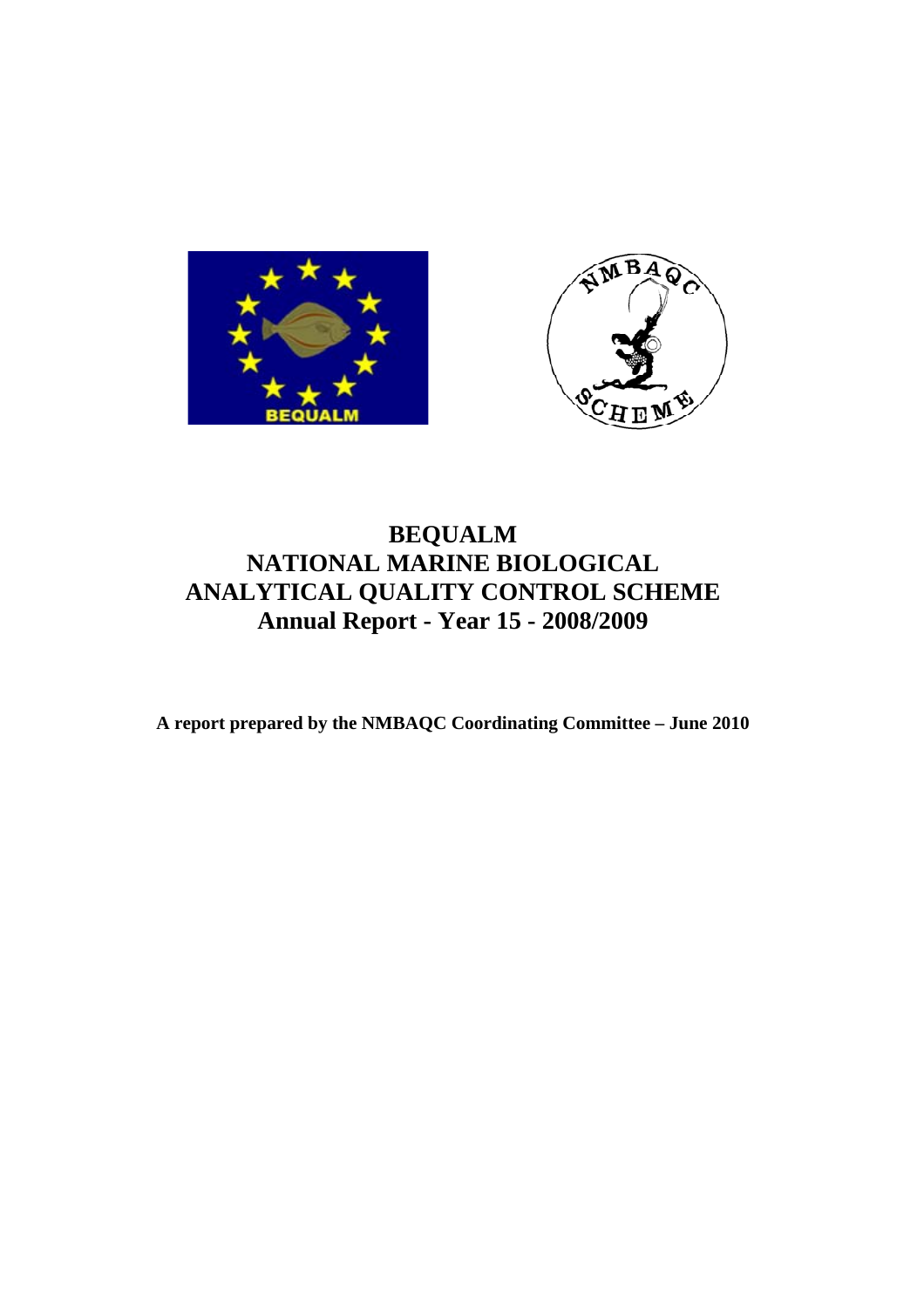# BEQUALM
# NATIONAL MARINE BIOLOGICAL ANALYTICAL QUALITY CONTROL SCHEME
## Annual Report - Year 15 - 2008/2009

**A report prepared by the NMBAQC Coordinating Committee – June 2010**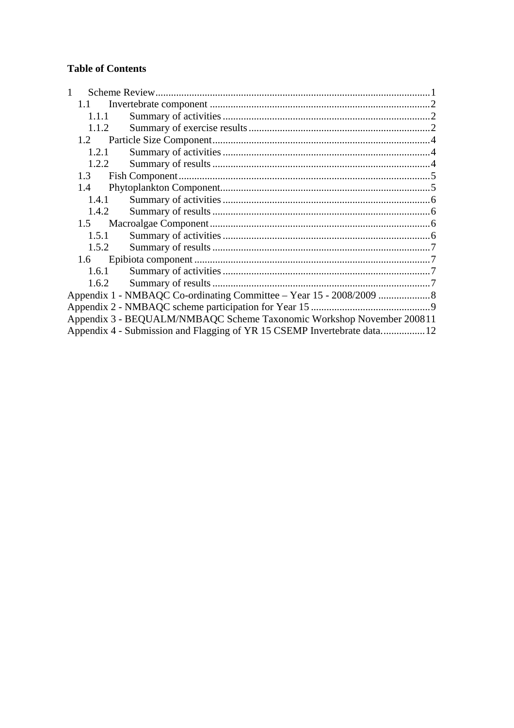**Table of Contents**

1 Scheme Review ........................................................................................................1
 1.1 Invertebrate component ....................................................................................2
  1.1.1 Summary of activities ...............................................................................2
  1.1.2 Summary of exercise results .....................................................................2
 1.2 Particle Size Component ...................................................................................4
  1.2.1 Summary of activities ...............................................................................4
  1.2.2 Summary of results ...................................................................................4
 1.3 Fish Component ................................................................................................5
 1.4 Phytoplankton Component ................................................................................5
  1.4.1 Summary of activities ...............................................................................6
  1.4.2 Summary of results ...................................................................................6
 1.5 Macroalgae Component ....................................................................................6
  1.5.1 Summary of activities ...............................................................................6
  1.5.2 Summary of results ...................................................................................7
 1.6 Epibiota component ..........................................................................................7
  1.6.1 Summary of activities ...............................................................................7
  1.6.2 Summary of results ...................................................................................7
Appendix 1 - NMBAQC Co-ordinating Committee – Year 15 - 2008/2009 ....................8
Appendix 2 - NMBAQC scheme participation for Year 15 .............................................9
Appendix 3 - BEQUALM/NMBAQC Scheme Taxonomic Workshop November 2008 11
Appendix 4 - Submission and Flagging of YR 15 CSEMP Invertebrate data.................12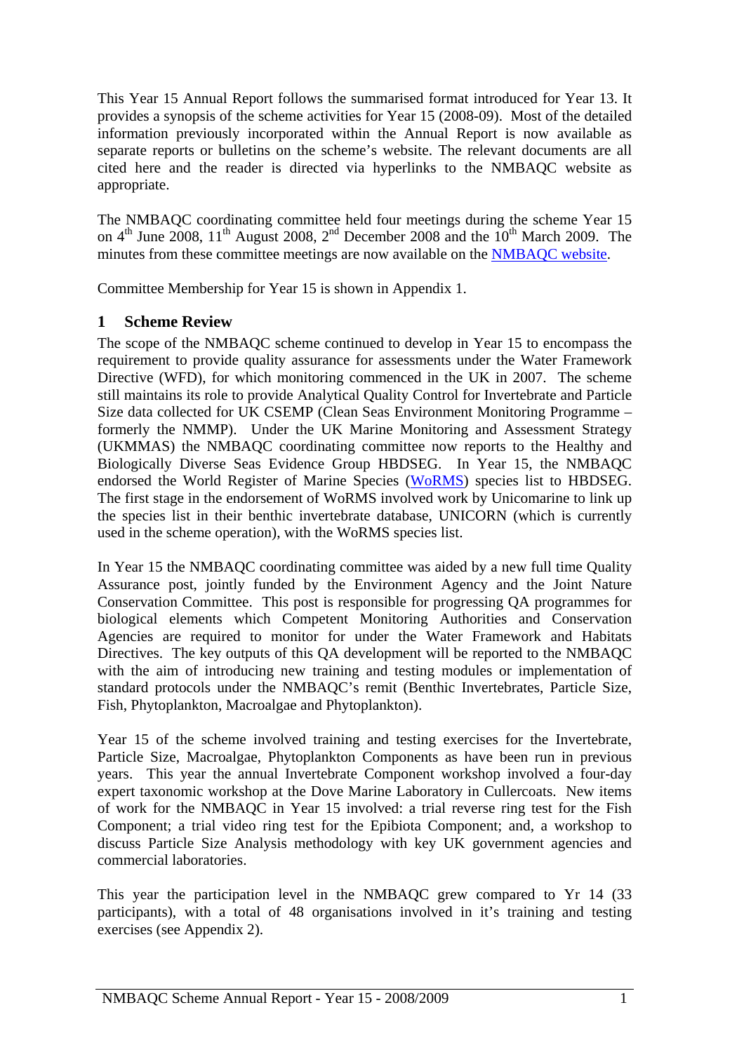This Year 15 Annual Report follows the summarised format introduced for Year 13. It provides a synopsis of the scheme activities for Year 15 (2008-09). Most of the detailed information previously incorporated within the Annual Report is now available as separate reports or bulletins on the scheme's website. The relevant documents are all cited here and the reader is directed via hyperlinks to the NMBAQC website as appropriate.

The NMBAQC coordinating committee held four meetings during the scheme Year 15 on 4th June 2008, 11th August 2008, 2nd December 2008 and the 10th March 2009. The minutes from these committee meetings are now available on the NMBAQC website.

Committee Membership for Year 15 is shown in Appendix 1.

## 1 Scheme Review

The scope of the NMBAQC scheme continued to develop in Year 15 to encompass the requirement to provide quality assurance for assessments under the Water Framework Directive (WFD), for which monitoring commenced in the UK in 2007. The scheme still maintains its role to provide Analytical Quality Control for Invertebrate and Particle Size data collected for UK CSEMP (Clean Seas Environment Monitoring Programme – formerly the NMMP). Under the UK Marine Monitoring and Assessment Strategy (UKMMAS) the NMBAQC coordinating committee now reports to the Healthy and Biologically Diverse Seas Evidence Group HBDSEG. In Year 15, the NMBAQC endorsed the World Register of Marine Species (WoRMS) species list to HBDSEG. The first stage in the endorsement of WoRMS involved work by Unicomarine to link up the species list in their benthic invertebrate database, UNICORN (which is currently used in the scheme operation), with the WoRMS species list.

In Year 15 the NMBAQC coordinating committee was aided by a new full time Quality Assurance post, jointly funded by the Environment Agency and the Joint Nature Conservation Committee. This post is responsible for progressing QA programmes for biological elements which Competent Monitoring Authorities and Conservation Agencies are required to monitor for under the Water Framework and Habitats Directives. The key outputs of this QA development will be reported to the NMBAQC with the aim of introducing new training and testing modules or implementation of standard protocols under the NMBAQC's remit (Benthic Invertebrates, Particle Size, Fish, Phytoplankton, Macroalgae and Phytoplankton).

Year 15 of the scheme involved training and testing exercises for the Invertebrate, Particle Size, Macroalgae, Phytoplankton Components as have been run in previous years. This year the annual Invertebrate Component workshop involved a four-day expert taxonomic workshop at the Dove Marine Laboratory in Cullercoats. New items of work for the NMBAQC in Year 15 involved: a trial reverse ring test for the Fish Component; a trial video ring test for the Epibiota Component; and, a workshop to discuss Particle Size Analysis methodology with key UK government agencies and commercial laboratories.

This year the participation level in the NMBAQC grew compared to Yr 14 (33 participants), with a total of 48 organisations involved in it's training and testing exercises (see Appendix 2).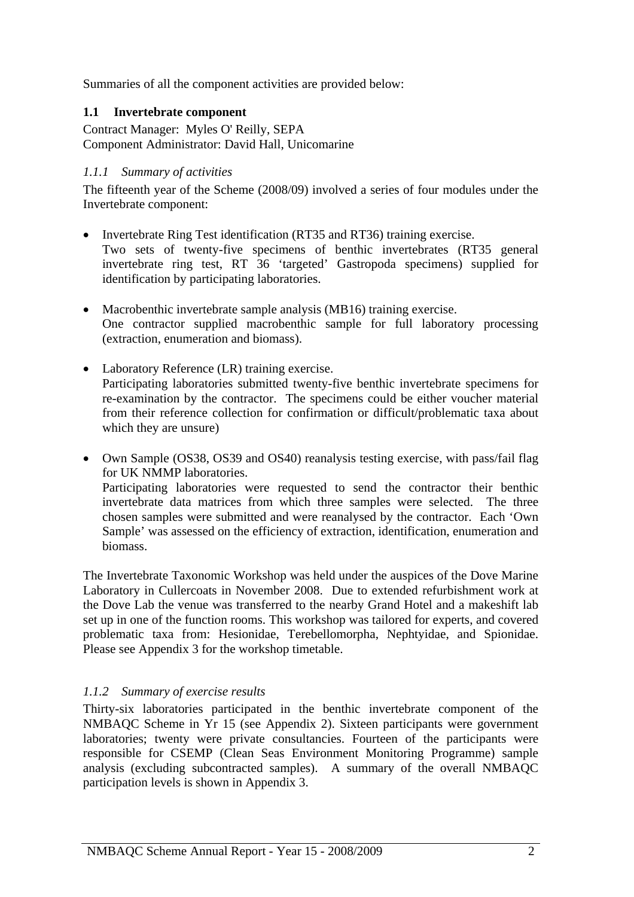Summaries of all the component activities are provided below:

### 1.1 Invertebrate component

Contract Manager: Myles O' Reilly, SEPA
Component Administrator: David Hall, Unicomarine

#### *1.1.1 Summary of activities*

The fifteenth year of the Scheme (2008/09) involved a series of four modules under the Invertebrate component:

- Invertebrate Ring Test identification (RT35 and RT36) training exercise.
  Two sets of twenty-five specimens of benthic invertebrates (RT35 general invertebrate ring test, RT 36 'targeted' Gastropoda specimens) supplied for identification by participating laboratories.

- Macrobenthic invertebrate sample analysis (MB16) training exercise.
  One contractor supplied macrobenthic sample for full laboratory processing (extraction, enumeration and biomass).

- Laboratory Reference (LR) training exercise.
  Participating laboratories submitted twenty-five benthic invertebrate specimens for re-examination by the contractor. The specimens could be either voucher material from their reference collection for confirmation or difficult/problematic taxa about which they are unsure)

- Own Sample (OS38, OS39 and OS40) reanalysis testing exercise, with pass/fail flag for UK NMMP laboratories.
  Participating laboratories were requested to send the contractor their benthic invertebrate data matrices from which three samples were selected. The three chosen samples were submitted and were reanalysed by the contractor. Each 'Own Sample' was assessed on the efficiency of extraction, identification, enumeration and biomass.

The Invertebrate Taxonomic Workshop was held under the auspices of the Dove Marine Laboratory in Cullercoats in November 2008. Due to extended refurbishment work at the Dove Lab the venue was transferred to the nearby Grand Hotel and a makeshift lab set up in one of the function rooms. This workshop was tailored for experts, and covered problematic taxa from: Hesionidae, Terebellomorpha, Nephtyidae, and Spionidae. Please see Appendix 3 for the workshop timetable.

#### *1.1.2 Summary of exercise results*

Thirty-six laboratories participated in the benthic invertebrate component of the NMBAQC Scheme in Yr 15 (see Appendix 2). Sixteen participants were government laboratories; twenty were private consultancies. Fourteen of the participants were responsible for CSEMP (Clean Seas Environment Monitoring Programme) sample analysis (excluding subcontracted samples). A summary of the overall NMBAQC participation levels is shown in Appendix 3.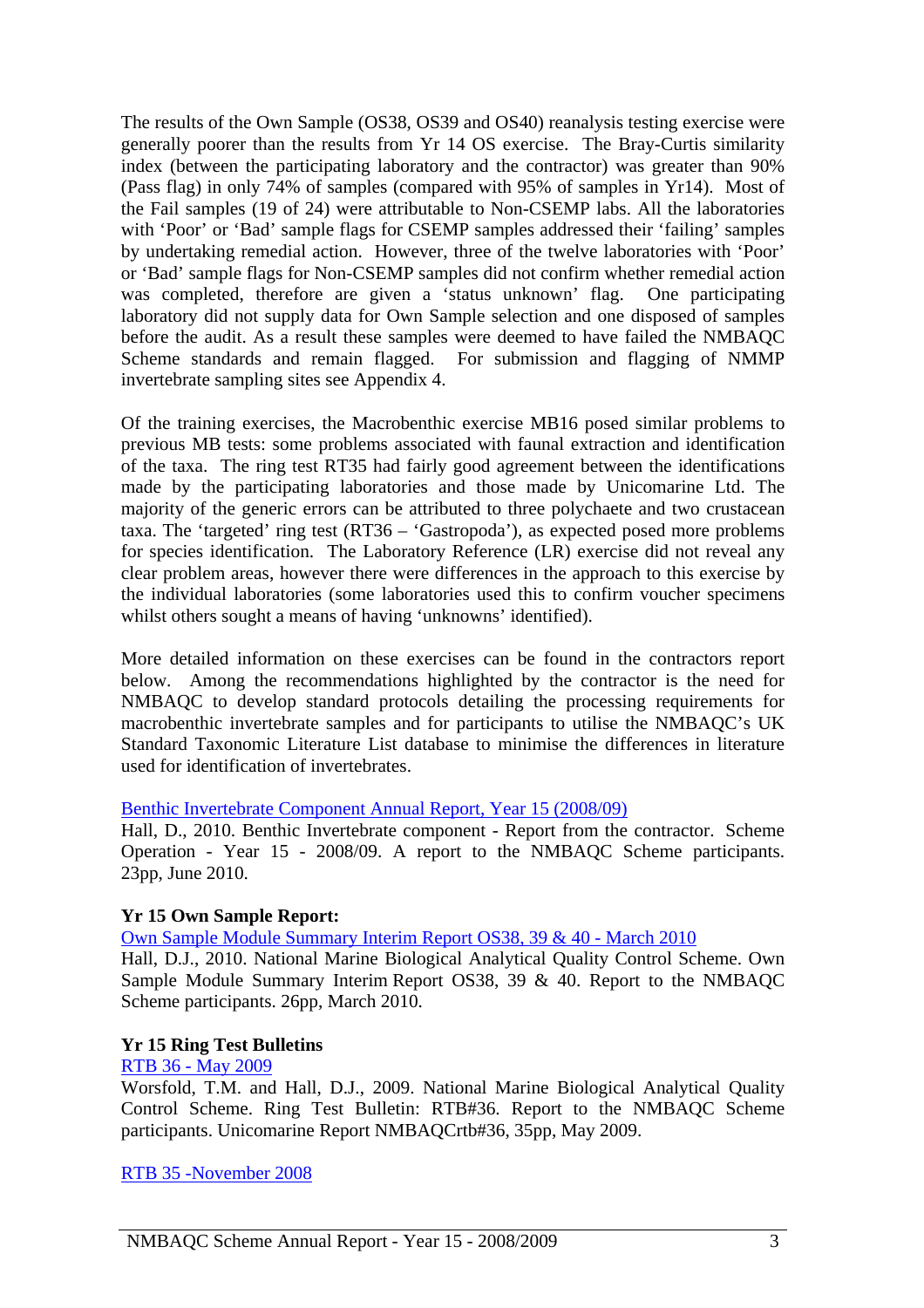The results of the Own Sample (OS38, OS39 and OS40) reanalysis testing exercise were generally poorer than the results from Yr 14 OS exercise. The Bray-Curtis similarity index (between the participating laboratory and the contractor) was greater than 90% (Pass flag) in only 74% of samples (compared with 95% of samples in Yr14). Most of the Fail samples (19 of 24) were attributable to Non-CSEMP labs. All the laboratories with 'Poor' or 'Bad' sample flags for CSEMP samples addressed their 'failing' samples by undertaking remedial action. However, three of the twelve laboratories with 'Poor' or 'Bad' sample flags for Non-CSEMP samples did not confirm whether remedial action was completed, therefore are given a 'status unknown' flag. One participating laboratory did not supply data for Own Sample selection and one disposed of samples before the audit. As a result these samples were deemed to have failed the NMBAQC Scheme standards and remain flagged. For submission and flagging of NMMP invertebrate sampling sites see Appendix 4.

Of the training exercises, the Macrobenthic exercise MB16 posed similar problems to previous MB tests: some problems associated with faunal extraction and identification of the taxa. The ring test RT35 had fairly good agreement between the identifications made by the participating laboratories and those made by Unicomarine Ltd. The majority of the generic errors can be attributed to three polychaete and two crustacean taxa. The 'targeted' ring test (RT36 – 'Gastropoda'), as expected posed more problems for species identification. The Laboratory Reference (LR) exercise did not reveal any clear problem areas, however there were differences in the approach to this exercise by the individual laboratories (some laboratories used this to confirm voucher specimens whilst others sought a means of having 'unknowns' identified).

More detailed information on these exercises can be found in the contractors report below. Among the recommendations highlighted by the contractor is the need for NMBAQC to develop standard protocols detailing the processing requirements for macrobenthic invertebrate samples and for participants to utilise the NMBAQC's UK Standard Taxonomic Literature List database to minimise the differences in literature used for identification of invertebrates.

Benthic Invertebrate Component Annual Report, Year 15 (2008/09)
Hall, D., 2010. Benthic Invertebrate component - Report from the contractor. Scheme Operation - Year 15 - 2008/09. A report to the NMBAQC Scheme participants. 23pp, June 2010.

**Yr 15 Own Sample Report:**

Own Sample Module Summary Interim Report OS38, 39 & 40 - March 2010
Hall, D.J., 2010. National Marine Biological Analytical Quality Control Scheme. Own Sample Module Summary Interim Report OS38, 39 & 40. Report to the NMBAQC Scheme participants. 26pp, March 2010.

**Yr 15 Ring Test Bulletins**

RTB 36 - May 2009
Worsfold, T.M. and Hall, D.J., 2009. National Marine Biological Analytical Quality Control Scheme. Ring Test Bulletin: RTB#36. Report to the NMBAQC Scheme participants. Unicomarine Report NMBAQCrtb#36, 35pp, May 2009.

RTB 35 -November 2008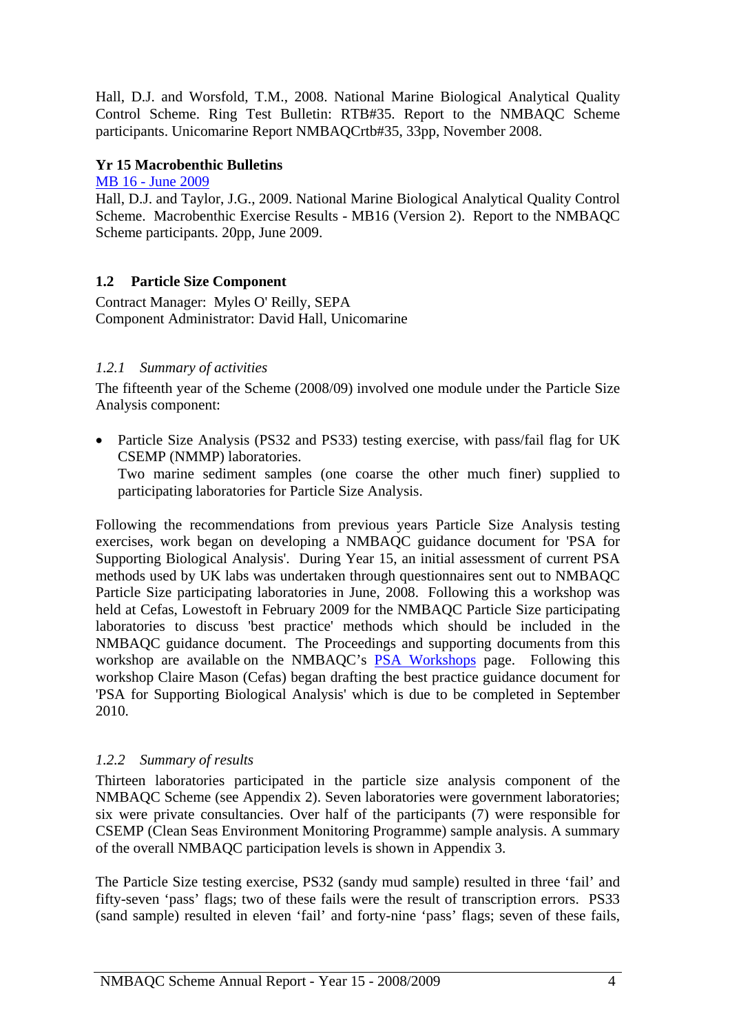Hall, D.J. and Worsfold, T.M., 2008. National Marine Biological Analytical Quality Control Scheme. Ring Test Bulletin: RTB#35. Report to the NMBAQC Scheme participants. Unicomarine Report NMBAQCrtb#35, 33pp, November 2008.

**Yr 15 Macrobenthic Bulletins**

MB 16 - June 2009

Hall, D.J. and Taylor, J.G., 2009. National Marine Biological Analytical Quality Control Scheme. Macrobenthic Exercise Results - MB16 (Version 2). Report to the NMBAQC Scheme participants. 20pp, June 2009.

## 1.2 Particle Size Component

Contract Manager: Myles O' Reilly, SEPA
Component Administrator: David Hall, Unicomarine

### *1.2.1 Summary of activities*

The fifteenth year of the Scheme (2008/09) involved one module under the Particle Size Analysis component:

- Particle Size Analysis (PS32 and PS33) testing exercise, with pass/fail flag for UK CSEMP (NMMP) laboratories.
  Two marine sediment samples (one coarse the other much finer) supplied to participating laboratories for Particle Size Analysis.

Following the recommendations from previous years Particle Size Analysis testing exercises, work began on developing a NMBAQC guidance document for 'PSA for Supporting Biological Analysis'. During Year 15, an initial assessment of current PSA methods used by UK labs was undertaken through questionnaires sent out to NMBAQC Particle Size participating laboratories in June, 2008. Following this a workshop was held at Cefas, Lowestoft in February 2009 for the NMBAQC Particle Size participating laboratories to discuss 'best practice' methods which should be included in the NMBAQC guidance document. The Proceedings and supporting documents from this workshop are available on the NMBAQC's PSA Workshops page. Following this workshop Claire Mason (Cefas) began drafting the best practice guidance document for 'PSA for Supporting Biological Analysis' which is due to be completed in September 2010.

### *1.2.2 Summary of results*

Thirteen laboratories participated in the particle size analysis component of the NMBAQC Scheme (see Appendix 2). Seven laboratories were government laboratories; six were private consultancies. Over half of the participants (7) were responsible for CSEMP (Clean Seas Environment Monitoring Programme) sample analysis. A summary of the overall NMBAQC participation levels is shown in Appendix 3.

The Particle Size testing exercise, PS32 (sandy mud sample) resulted in three 'fail' and fifty-seven 'pass' flags; two of these fails were the result of transcription errors. PS33 (sand sample) resulted in eleven 'fail' and forty-nine 'pass' flags; seven of these fails,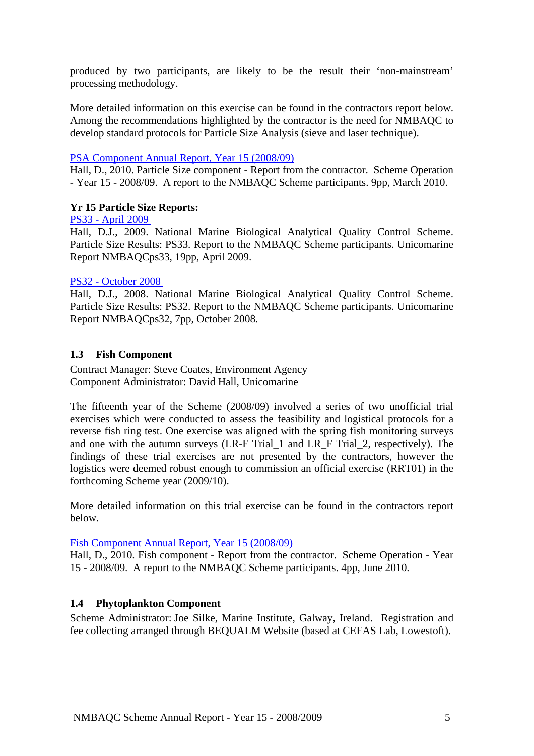produced by two participants, are likely to be the result their 'non-mainstream' processing methodology.

More detailed information on this exercise can be found in the contractors report below. Among the recommendations highlighted by the contractor is the need for NMBAQC to develop standard protocols for Particle Size Analysis (sieve and laser technique).

PSA Component Annual Report, Year 15 (2008/09)
Hall, D., 2010. Particle Size component - Report from the contractor. Scheme Operation - Year 15 - 2008/09. A report to the NMBAQC Scheme participants. 9pp, March 2010.

**Yr 15 Particle Size Reports:**
PS33 - April 2009
Hall, D.J., 2009. National Marine Biological Analytical Quality Control Scheme. Particle Size Results: PS33. Report to the NMBAQC Scheme participants. Unicomarine Report NMBAQCps33, 19pp, April 2009.

PS32 - October 2008
Hall, D.J., 2008. National Marine Biological Analytical Quality Control Scheme. Particle Size Results: PS32. Report to the NMBAQC Scheme participants. Unicomarine Report NMBAQCps32, 7pp, October 2008.

### 1.3 Fish Component

Contract Manager: Steve Coates, Environment Agency
Component Administrator: David Hall, Unicomarine

The fifteenth year of the Scheme (2008/09) involved a series of two unofficial trial exercises which were conducted to assess the feasibility and logistical protocols for a reverse fish ring test. One exercise was aligned with the spring fish monitoring surveys and one with the autumn surveys (LR-F Trial_1 and LR_F Trial_2, respectively). The findings of these trial exercises are not presented by the contractors, however the logistics were deemed robust enough to commission an official exercise (RRT01) in the forthcoming Scheme year (2009/10).

More detailed information on this trial exercise can be found in the contractors report below.

Fish Component Annual Report, Year 15 (2008/09)
Hall, D., 2010. Fish component - Report from the contractor. Scheme Operation - Year 15 - 2008/09. A report to the NMBAQC Scheme participants. 4pp, June 2010.

### 1.4 Phytoplankton Component

Scheme Administrator: Joe Silke, Marine Institute, Galway, Ireland. Registration and fee collecting arranged through BEQUALM Website (based at CEFAS Lab, Lowestoft).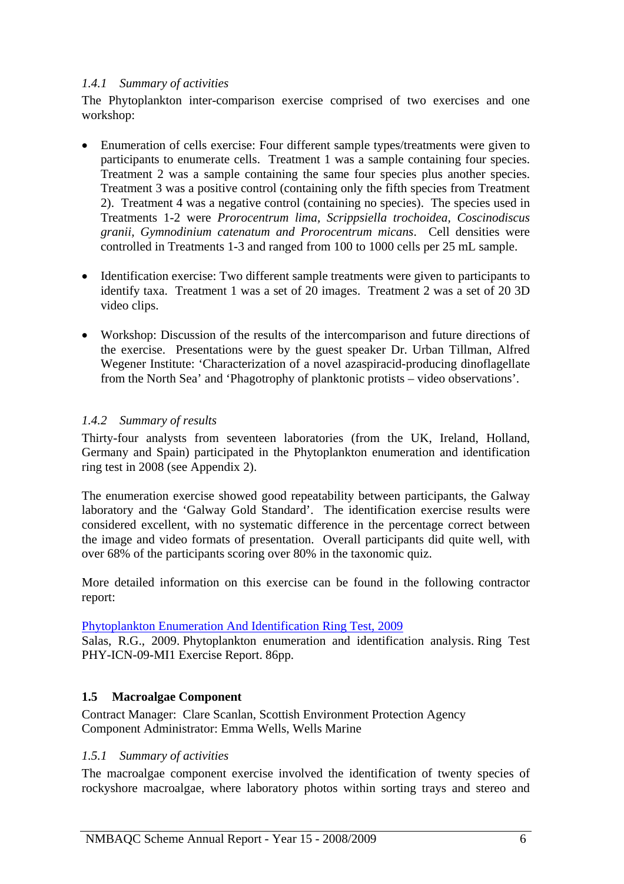#### *1.4.1 Summary of activities*

The Phytoplankton inter-comparison exercise comprised of two exercises and one workshop:

- Enumeration of cells exercise: Four different sample types/treatments were given to participants to enumerate cells. Treatment 1 was a sample containing four species. Treatment 2 was a sample containing the same four species plus another species. Treatment 3 was a positive control (containing only the fifth species from Treatment 2). Treatment 4 was a negative control (containing no species). The species used in Treatments 1-2 were *Prorocentrum lima, Scrippsiella trochoidea, Coscinodiscus granii, Gymnodinium catenatum and Prorocentrum micans*. Cell densities were controlled in Treatments 1-3 and ranged from 100 to 1000 cells per 25 mL sample.

- Identification exercise: Two different sample treatments were given to participants to identify taxa. Treatment 1 was a set of 20 images. Treatment 2 was a set of 20 3D video clips.

- Workshop: Discussion of the results of the intercomparison and future directions of the exercise. Presentations were by the guest speaker Dr. Urban Tillman, Alfred Wegener Institute: 'Characterization of a novel azaspiracid-producing dinoflagellate from the North Sea' and 'Phagotrophy of planktonic protists – video observations'.

#### *1.4.2 Summary of results*

Thirty-four analysts from seventeen laboratories (from the UK, Ireland, Holland, Germany and Spain) participated in the Phytoplankton enumeration and identification ring test in 2008 (see Appendix 2).

The enumeration exercise showed good repeatability between participants, the Galway laboratory and the 'Galway Gold Standard'. The identification exercise results were considered excellent, with no systematic difference in the percentage correct between the image and video formats of presentation. Overall participants did quite well, with over 68% of the participants scoring over 80% in the taxonomic quiz.

More detailed information on this exercise can be found in the following contractor report:

Phytoplankton Enumeration And Identification Ring Test, 2009
Salas, R.G., 2009. Phytoplankton enumeration and identification analysis. Ring Test PHY-ICN-09-MI1 Exercise Report. 86pp.

### 1.5 Macroalgae Component

Contract Manager: Clare Scanlan, Scottish Environment Protection Agency
Component Administrator: Emma Wells, Wells Marine

#### *1.5.1 Summary of activities*

The macroalgae component exercise involved the identification of twenty species of rockyshore macroalgae, where laboratory photos within sorting trays and stereo and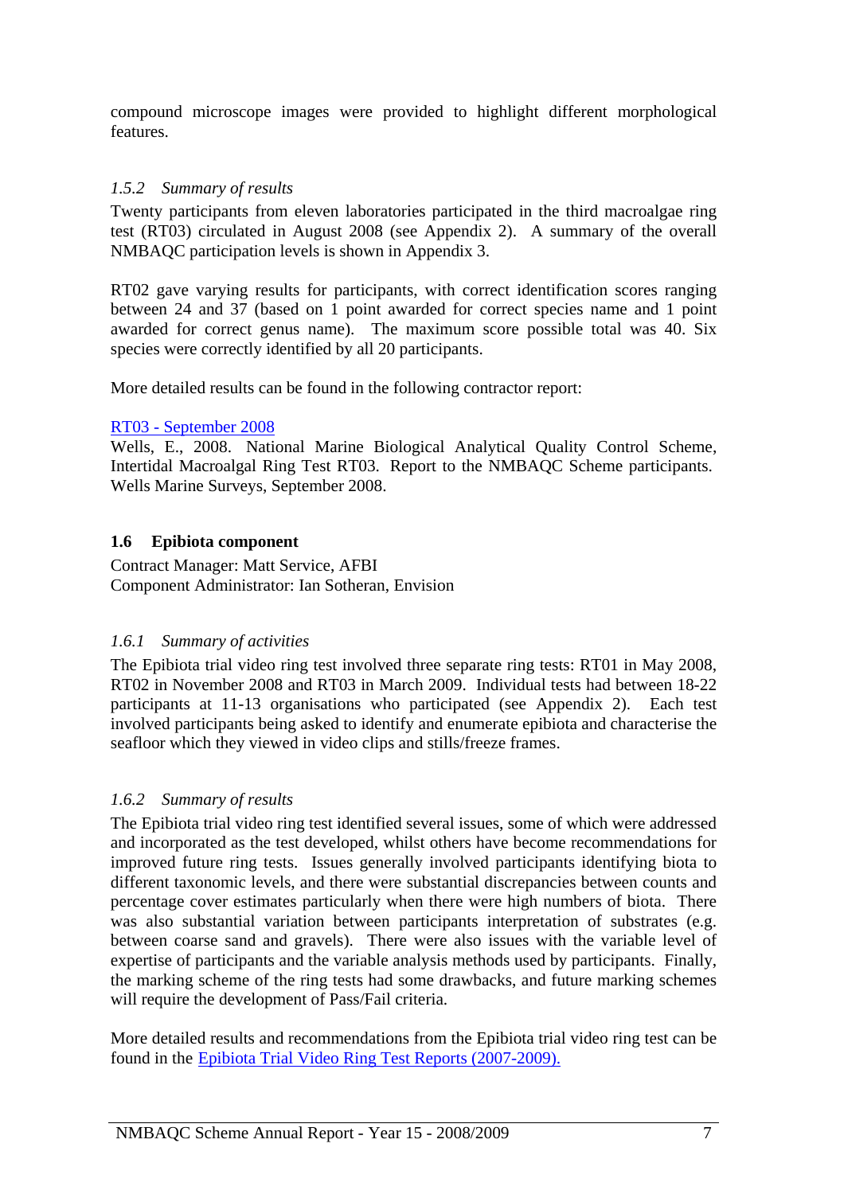compound microscope images were provided to highlight different morphological features.

### *1.5.2 Summary of results*

Twenty participants from eleven laboratories participated in the third macroalgae ring test (RT03) circulated in August 2008 (see Appendix 2). A summary of the overall NMBAQC participation levels is shown in Appendix 3.

RT02 gave varying results for participants, with correct identification scores ranging between 24 and 37 (based on 1 point awarded for correct species name and 1 point awarded for correct genus name). The maximum score possible total was 40. Six species were correctly identified by all 20 participants.

More detailed results can be found in the following contractor report:

RT03 - September 2008
Wells, E., 2008. National Marine Biological Analytical Quality Control Scheme, Intertidal Macroalgal Ring Test RT03. Report to the NMBAQC Scheme participants. Wells Marine Surveys, September 2008.

## **1.6 Epibiota component**

Contract Manager: Matt Service, AFBI
Component Administrator: Ian Sotheran, Envision

### *1.6.1 Summary of activities*

The Epibiota trial video ring test involved three separate ring tests: RT01 in May 2008, RT02 in November 2008 and RT03 in March 2009. Individual tests had between 18-22 participants at 11-13 organisations who participated (see Appendix 2). Each test involved participants being asked to identify and enumerate epibiota and characterise the seafloor which they viewed in video clips and stills/freeze frames.

### *1.6.2 Summary of results*

The Epibiota trial video ring test identified several issues, some of which were addressed and incorporated as the test developed, whilst others have become recommendations for improved future ring tests. Issues generally involved participants identifying biota to different taxonomic levels, and there were substantial discrepancies between counts and percentage cover estimates particularly when there were high numbers of biota. There was also substantial variation between participants interpretation of substrates (e.g. between coarse sand and gravels). There were also issues with the variable level of expertise of participants and the variable analysis methods used by participants. Finally, the marking scheme of the ring tests had some drawbacks, and future marking schemes will require the development of Pass/Fail criteria.

More detailed results and recommendations from the Epibiota trial video ring test can be found in the Epibiota Trial Video Ring Test Reports (2007-2009).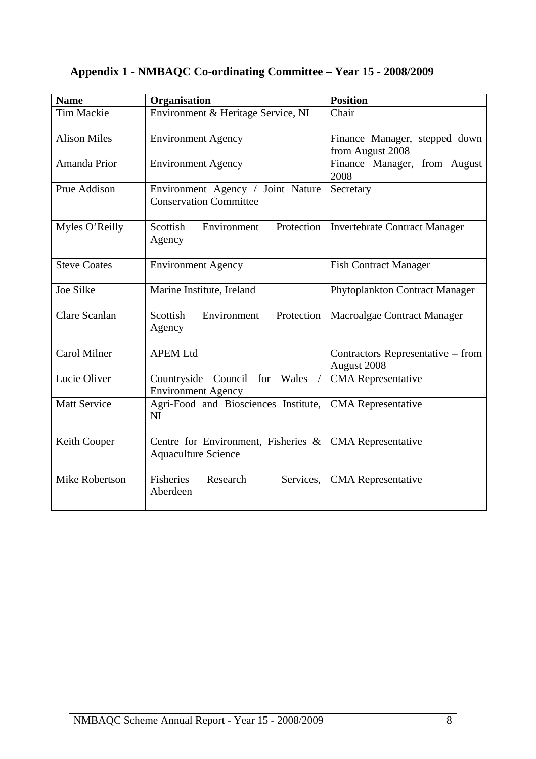## Appendix 1 - NMBAQC Co-ordinating Committee – Year 15 - 2008/2009

| Name | Organisation | Position |
|---|---|---|
| Tim Mackie | Environment & Heritage Service, NI | Chair |
| Alison Miles | Environment Agency | Finance Manager, stepped down from August 2008 |
| Amanda Prior | Environment Agency | Finance Manager, from August 2008 |
| Prue Addison | Environment Agency / Joint Nature Conservation Committee | Secretary |
| Myles O'Reilly | Scottish Environment Protection Agency | Invertebrate Contract Manager |
| Steve Coates | Environment Agency | Fish Contract Manager |
| Joe Silke | Marine Institute, Ireland | Phytoplankton Contract Manager |
| Clare Scanlan | Scottish Environment Protection Agency | Macroalgae Contract Manager |
| Carol Milner | APEM Ltd | Contractors Representative – from August 2008 |
| Lucie Oliver | Countryside Council for Wales / Environment Agency | CMA Representative |
| Matt Service | Agri-Food and Biosciences Institute, NI | CMA Representative |
| Keith Cooper | Centre for Environment, Fisheries & Aquaculture Science | CMA Representative |
| Mike Robertson | Fisheries Research Services, Aberdeen | CMA Representative |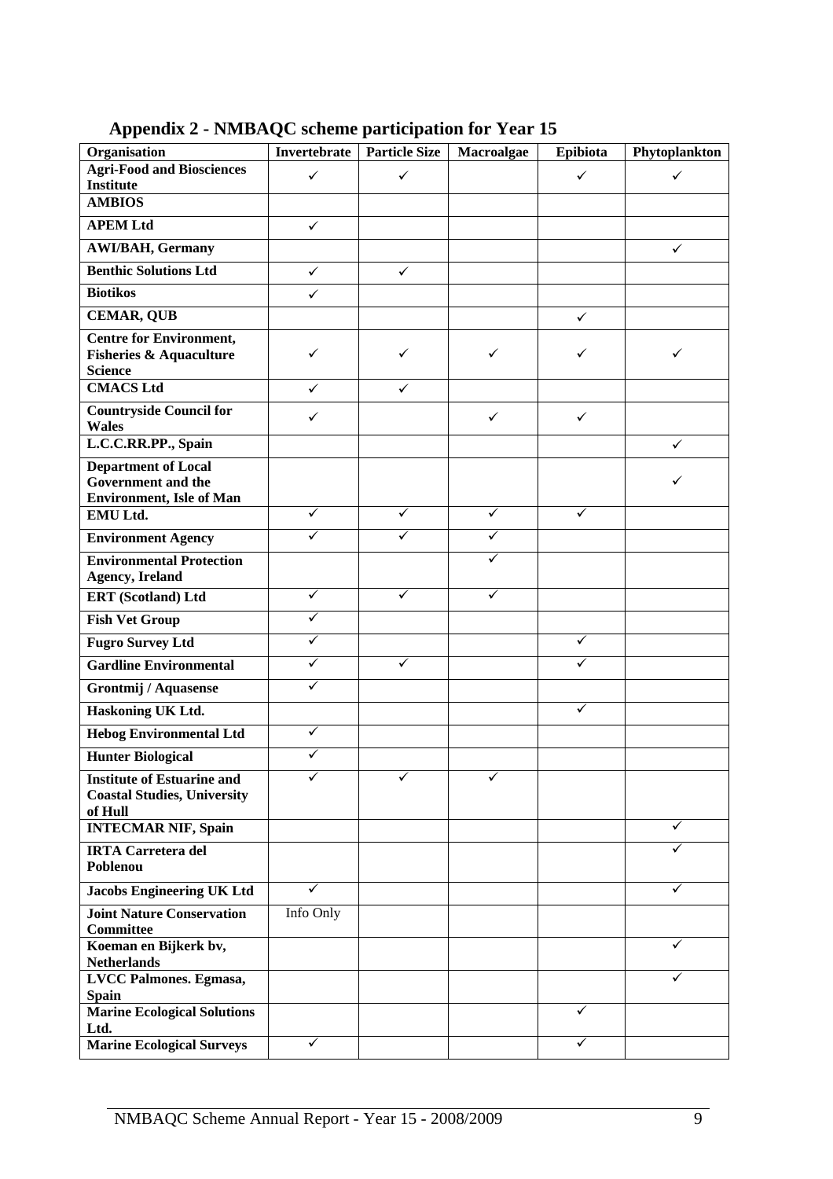## Appendix 2 - NMBAQC scheme participation for Year 15

| Organisation | Invertebrate | Particle Size | Macroalgae | Epibiota | Phytoplankton |
|---|---|---|---|---|---|
| **Agri-Food and Biosciences Institute** | ✓ | ✓ | | ✓ | ✓ |
| **AMBIOS** | | | | | |
| **APEM Ltd** | ✓ | | | | |
| **AWI/BAH, Germany** | | | | | ✓ |
| **Benthic Solutions Ltd** | ✓ | ✓ | | | |
| **Biotikos** | ✓ | | | | |
| **CEMAR, QUB** | | | | ✓ | |
| **Centre for Environment, Fisheries & Aquaculture Science** | ✓ | ✓ | ✓ | ✓ | ✓ |
| **CMACS Ltd** | ✓ | ✓ | | | |
| **Countryside Council for Wales** | ✓ | | ✓ | ✓ | |
| **L.C.C.RR.PP., Spain** | | | | | ✓ |
| **Department of Local Government and the Environment, Isle of Man** | | | | | ✓ |
| **EMU Ltd.** | ✓ | ✓ | ✓ | ✓ | |
| **Environment Agency** | ✓ | ✓ | ✓ | | |
| **Environmental Protection Agency, Ireland** | | | ✓ | | |
| **ERT (Scotland) Ltd** | ✓ | ✓ | ✓ | | |
| **Fish Vet Group** | ✓ | | | | |
| **Fugro Survey Ltd** | ✓ | | | ✓ | |
| **Gardline Environmental** | ✓ | ✓ | | ✓ | |
| **Grontmij / Aquasense** | ✓ | | | | |
| **Haskoning UK Ltd.** | | | | ✓ | |
| **Hebog Environmental Ltd** | ✓ | | | | |
| **Hunter Biological** | ✓ | | | | |
| **Institute of Estuarine and Coastal Studies, University of Hull** | ✓ | ✓ | ✓ | | |
| **INTECMAR NIF, Spain** | | | | | ✓ |
| **IRTA Carretera del Poblenou** | | | | | ✓ |
| **Jacobs Engineering UK Ltd** | ✓ | | | | ✓ |
| **Joint Nature Conservation Committee** | Info Only | | | | |
| **Koeman en Bijkerk bv, Netherlands** | | | | | ✓ |
| **LVCC Palmones. Egmasa, Spain** | | | | | ✓ |
| **Marine Ecological Solutions Ltd.** | | | | ✓ | |
| **Marine Ecological Surveys** | ✓ | | | ✓ | |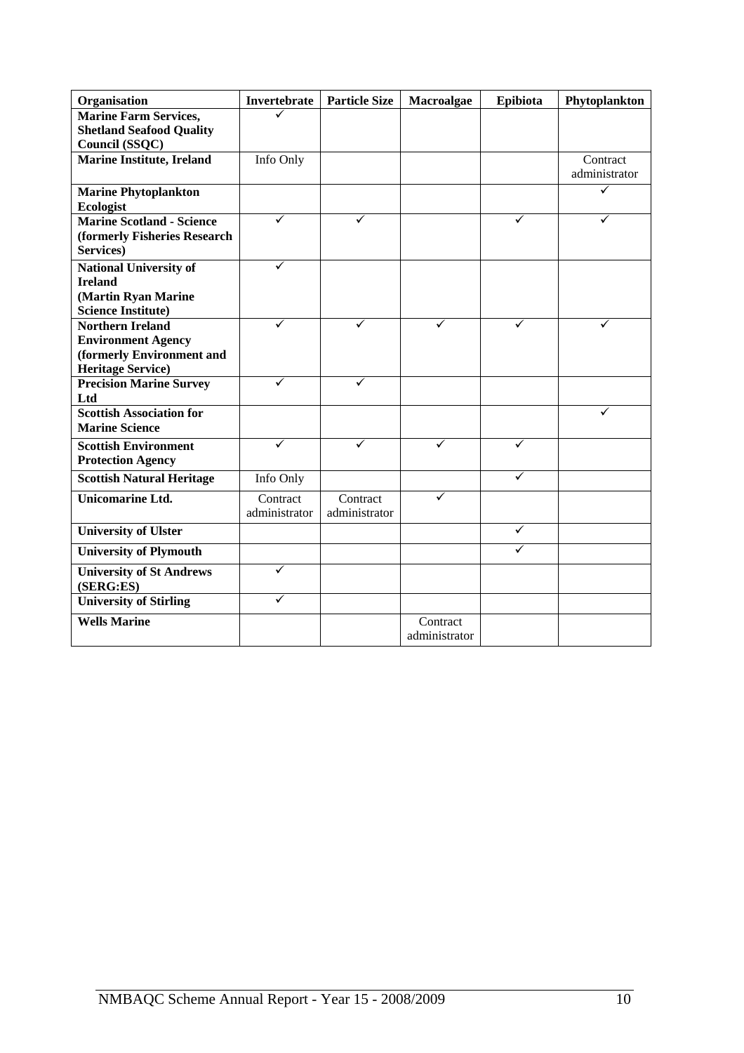| Organisation | Invertebrate | Particle Size | Macroalgae | Epibiota | Phytoplankton |
|---|---|---|---|---|---|
| **Marine Farm Services, Shetland Seafood Quality Council (SSQC)** | ✓ | | | | |
| **Marine Institute, Ireland** | Info Only | | | | Contract administrator |
| **Marine Phytoplankton Ecologist** | | | | | ✓ |
| **Marine Scotland - Science (formerly Fisheries Research Services)** | ✓ | ✓ | | ✓ | ✓ |
| **National University of Ireland (Martin Ryan Marine Science Institute)** | ✓ | | | | |
| **Northern Ireland Environment Agency (formerly Environment and Heritage Service)** | ✓ | ✓ | ✓ | ✓ | ✓ |
| **Precision Marine Survey Ltd** | ✓ | ✓ | | | |
| **Scottish Association for Marine Science** | | | | | ✓ |
| **Scottish Environment Protection Agency** | ✓ | ✓ | ✓ | ✓ | |
| **Scottish Natural Heritage** | Info Only | | | ✓ | |
| **Unicomarine Ltd.** | Contract administrator | Contract administrator | ✓ | | |
| **University of Ulster** | | | | ✓ | |
| **University of Plymouth** | | | | ✓ | |
| **University of St Andrews (SERG:ES)** | ✓ | | | | |
| **University of Stirling** | ✓ | | | | |
| **Wells Marine** | | | Contract administrator | | |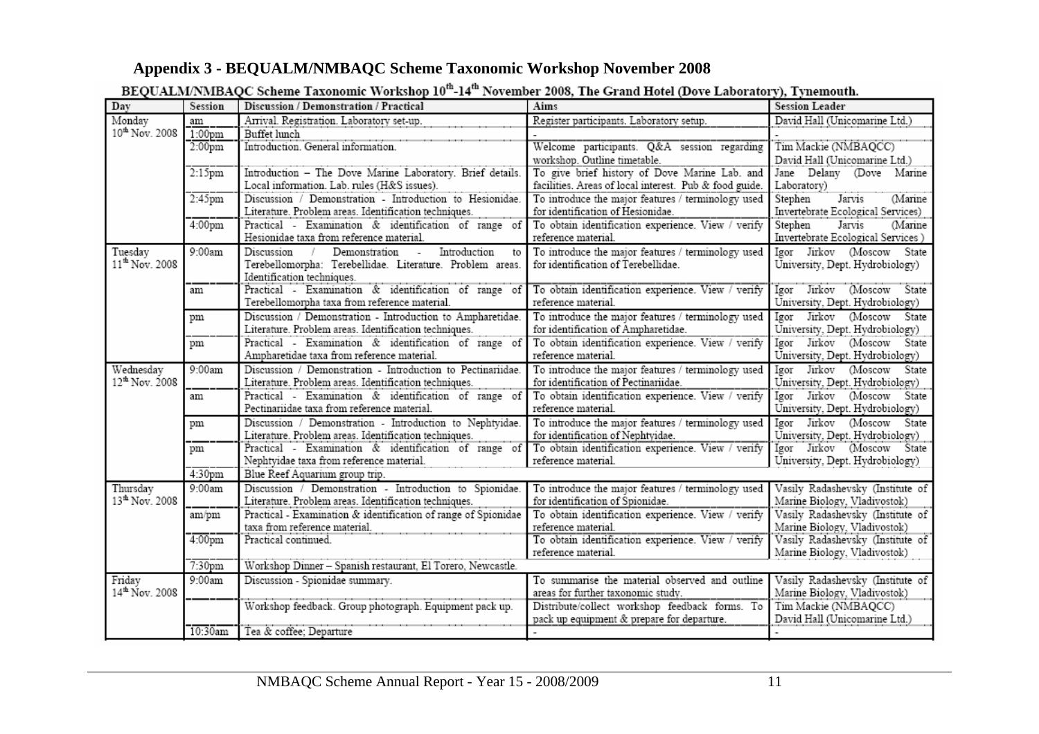## Appendix 3 - BEQUALM/NMBAQC Scheme Taxonomic Workshop November 2008

BEQUALM/NMBAQC Scheme Taxonomic Workshop 10th-14th November 2008, The Grand Hotel (Dove Laboratory), Tynemouth.

| Day | Session | Discussion / Demonstration / Practical | Aims | Session Leader |
|---|---|---|---|---|
| Monday 10th Nov. 2008 | am | Arrival. Registration. Laboratory set-up. | Register participants. Laboratory setup. | David Hall (Unicomarine Ltd.) |
| | 1:00pm | Buffet lunch | - | - |
| | 2:00pm | Introduction. General information. | Welcome participants. Q&A session regarding workshop. Outline timetable. | Tim Mackie (NMBAQCC) David Hall (Unicomarine Ltd.) |
| | 2:15pm | Introduction – The Dove Marine Laboratory. Brief details. Local information. Lab. rules (H&S issues). | To give brief history of Dove Marine Lab. and facilities. Areas of local interest. Pub & food guide. | Jane Delany (Dove Marine Laboratory) |
| | 2:45pm | Discussion / Demonstration - Introduction to Hesionidae. Literature. Problem areas. Identification techniques. | To introduce the major features / terminology used for identification of Hesionidae. | Stephen Jarvis (Marine Invertebrate Ecological Services) |
| | 4:00pm | Practical - Examination & identification of range of Hesionidae taxa from reference material. | To obtain identification experience. View / verify reference material. | Stephen Jarvis (Marine Invertebrate Ecological Services) |
| Tuesday 11th Nov. 2008 | 9:00am | Discussion / Demonstration - Introduction to Terebellomorpha: Terebellidae. Literature. Problem areas. Identification techniques. | To introduce the major features / terminology used for identification of Terebellidae. | Igor Jirkov (Moscow State University, Dept. Hydrobiology) |
| | am | Practical - Examination & identification of range of Terebellomorpha taxa from reference material. | To obtain identification experience. View / verify reference material. | Igor Jirkov (Moscow State University, Dept. Hydrobiology) |
| | pm | Discussion / Demonstration - Introduction to Ampharetidae. Literature. Problem areas. Identification techniques. | To introduce the major features / terminology used for identification of Ampharetidae. | Igor Jirkov (Moscow State University, Dept. Hydrobiology) |
| | pm | Practical - Examination & identification of range of Ampharetidae taxa from reference material. | To obtain identification experience. View / verify reference material. | Igor Jirkov (Moscow State University, Dept. Hydrobiology) |
| Wednesday 12th Nov. 2008 | 9:00am | Discussion / Demonstration - Introduction to Pectinariidae. Literature. Problem areas. Identification techniques. | To introduce the major features / terminology used for identification of Pectinariidae. | Igor Jirkov (Moscow State University, Dept. Hydrobiology) |
| | am | Practical - Examination & identification of range of Pectinariidae taxa from reference material. | To obtain identification experience. View / verify reference material. | Igor Jirkov (Moscow State University, Dept. Hydrobiology) |
| | pm | Discussion / Demonstration - Introduction to Nephtyidae. Literature. Problem areas. Identification techniques. | To introduce the major features / terminology used for identification of Nephtyidae. | Igor Jirkov (Moscow State University, Dept. Hydrobiology) |
| | pm | Practical - Examination & identification of range of Nephtyidae taxa from reference material. | To obtain identification experience. View / verify reference material. | Igor Jirkov (Moscow State University, Dept. Hydrobiology) |
| | 4:30pm | Blue Reef Aquarium group trip. | | |
| Thursday 13th Nov. 2008 | 9:00am | Discussion / Demonstration - Introduction to Spionidae. Literature. Problem areas. Identification techniques. | To introduce the major features / terminology used for identification of Spionidae. | Vasily Radashevsky (Institute of Marine Biology, Vladivostok) |
| | am/pm | Practical - Examination & identification of range of Spionidae taxa from reference material. | To obtain identification experience. View / verify reference material. | Vasily Radashevsky (Institute of Marine Biology, Vladivostok) |
| | 4:00pm | Practical continued. | To obtain identification experience. View / verify reference material. | Vasily Radashevsky (Institute of Marine Biology, Vladivostok) |
| | 7:30pm | Workshop Dinner – Spanish restaurant, El Torero, Newcastle. | | |
| Friday 14th Nov. 2008 | 9:00am | Discussion - Spionidae summary. | To summarise the material observed and outline areas for further taxonomic study. | Vasily Radashevsky (Institute of Marine Biology, Vladivostok) |
| | | Workshop feedback. Group photograph. Equipment pack up. | Distribute/collect workshop feedback forms. To pack up equipment & prepare for departure. | Tim Mackie (NMBAQCC) David Hall (Unicomarine Ltd.) |
| | 10:30am | Tea & coffee; Departure | - | - |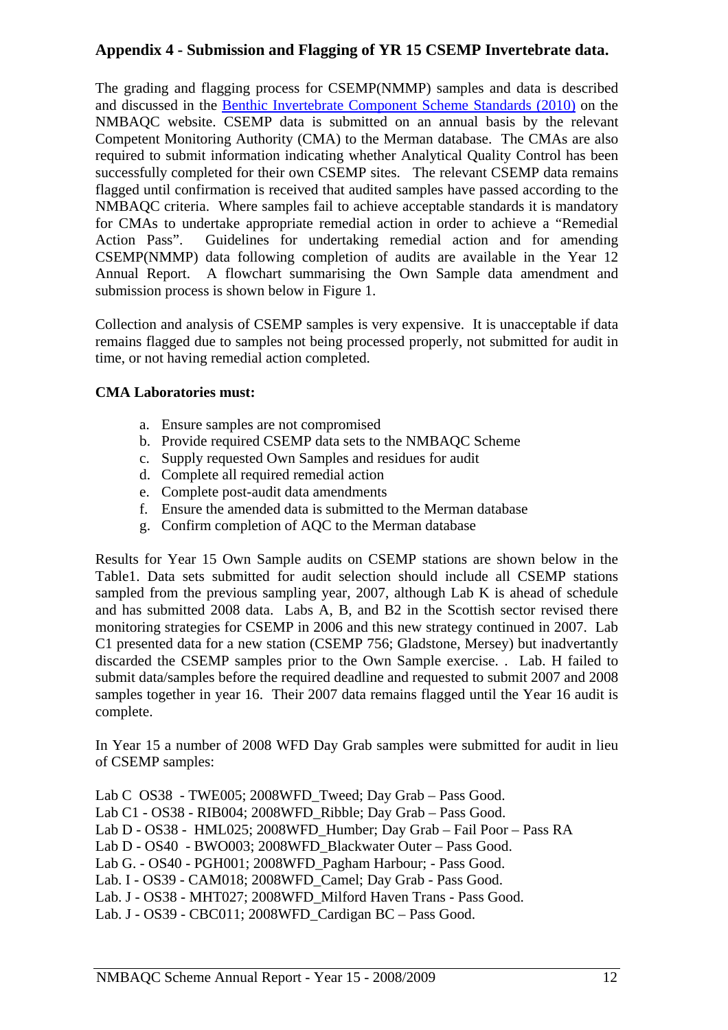## Appendix 4 - Submission and Flagging of YR 15 CSEMP Invertebrate data.

The grading and flagging process for CSEMP(NMMP) samples and data is described and discussed in the Benthic Invertebrate Component Scheme Standards (2010) on the NMBAQC website. CSEMP data is submitted on an annual basis by the relevant Competent Monitoring Authority (CMA) to the Merman database. The CMAs are also required to submit information indicating whether Analytical Quality Control has been successfully completed for their own CSEMP sites. The relevant CSEMP data remains flagged until confirmation is received that audited samples have passed according to the NMBAQC criteria. Where samples fail to achieve acceptable standards it is mandatory for CMAs to undertake appropriate remedial action in order to achieve a "Remedial Action Pass". Guidelines for undertaking remedial action and for amending CSEMP(NMMP) data following completion of audits are available in the Year 12 Annual Report. A flowchart summarising the Own Sample data amendment and submission process is shown below in Figure 1.

Collection and analysis of CSEMP samples is very expensive. It is unacceptable if data remains flagged due to samples not being processed properly, not submitted for audit in time, or not having remedial action completed.

**CMA Laboratories must:**

a. Ensure samples are not compromised
b. Provide required CSEMP data sets to the NMBAQC Scheme
c. Supply requested Own Samples and residues for audit
d. Complete all required remedial action
e. Complete post-audit data amendments
f. Ensure the amended data is submitted to the Merman database
g. Confirm completion of AQC to the Merman database

Results for Year 15 Own Sample audits on CSEMP stations are shown below in the Table1. Data sets submitted for audit selection should include all CSEMP stations sampled from the previous sampling year, 2007, although Lab K is ahead of schedule and has submitted 2008 data. Labs A, B, and B2 in the Scottish sector revised there monitoring strategies for CSEMP in 2006 and this new strategy continued in 2007. Lab C1 presented data for a new station (CSEMP 756; Gladstone, Mersey) but inadvertantly discarded the CSEMP samples prior to the Own Sample exercise. . Lab. H failed to submit data/samples before the required deadline and requested to submit 2007 and 2008 samples together in year 16. Their 2007 data remains flagged until the Year 16 audit is complete.

In Year 15 a number of 2008 WFD Day Grab samples were submitted for audit in lieu of CSEMP samples:

Lab C OS38 - TWE005; 2008WFD_Tweed; Day Grab – Pass Good.
Lab C1 - OS38 - RIB004; 2008WFD_Ribble; Day Grab – Pass Good.
Lab D - OS38 - HML025; 2008WFD_Humber; Day Grab – Fail Poor – Pass RA
Lab D - OS40 - BWO003; 2008WFD_Blackwater Outer – Pass Good.
Lab G. - OS40 - PGH001; 2008WFD_Pagham Harbour; - Pass Good.
Lab. I - OS39 - CAM018; 2008WFD_Camel; Day Grab - Pass Good.
Lab. J - OS38 - MHT027; 2008WFD_Milford Haven Trans - Pass Good.
Lab. J - OS39 - CBC011; 2008WFD_Cardigan BC – Pass Good.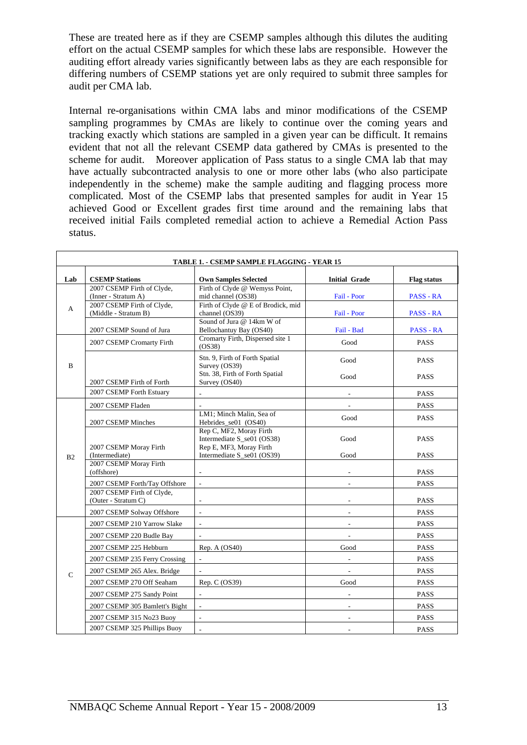These are treated here as if they are CSEMP samples although this dilutes the auditing effort on the actual CSEMP samples for which these labs are responsible. However the auditing effort already varies significantly between labs as they are each responsible for differing numbers of CSEMP stations yet are only required to submit three samples for audit per CMA lab.

Internal re-organisations within CMA labs and minor modifications of the CSEMP sampling programmes by CMAs are likely to continue over the coming years and tracking exactly which stations are sampled in a given year can be difficult. It remains evident that not all the relevant CSEMP data gathered by CMAs is presented to the scheme for audit. Moreover application of Pass status to a single CMA lab that may have actually subcontracted analysis to one or more other labs (who also participate independently in the scheme) make the sample auditing and flagging process more complicated. Most of the CSEMP labs that presented samples for audit in Year 15 achieved Good or Excellent grades first time around and the remaining labs that received initial Fails completed remedial action to achieve a Remedial Action Pass status.

**TABLE 1. - CSEMP SAMPLE FLAGGING - YEAR 15**

| Lab | CSEMP Stations | Own Samples Selected | Initial Grade | Flag status |
|---|---|---|---|---|
| A | 2007 CSEMP Firth of Clyde, (Inner - Stratum A) | Firth of Clyde @ Wemyss Point, mid channel (OS38) | Fail - Poor | PASS - RA |
| | 2007 CSEMP Firth of Clyde, (Middle - Stratum B) | Firth of Clyde @ E of Brodick, mid channel (OS39) | Fail - Poor | PASS - RA |
| | 2007 CSEMP Sound of Jura | Sound of Jura @ 14km W of Bellochantuy Bay (OS40) | Fail - Bad | PASS - RA |
| B | 2007 CSEMP Cromarty Firth | Cromarty Firth, Dispersed site 1 (OS38) | Good | PASS |
| | 2007 CSEMP Firth of Forth | Stn. 9, Firth of Forth Spatial Survey (OS39) | Good | PASS |
| | | Stn. 38, Firth of Forth Spatial Survey (OS40) | Good | PASS |
| | 2007 CSEMP Forth Estuary | - | - | PASS |
| B2 | 2007 CSEMP Fladen | - | - | PASS |
| | 2007 CSEMP Minches | LM1; Minch Malin, Sea of Hebrides_se01 (OS40) | Good | PASS |
| | 2007 CSEMP Moray Firth (Intermediate) | Rep C, MF2, Moray Firth Intermediate S_se01 (OS38) | Good | PASS |
| | | Rep E, MF3, Moray Firth Intermediate S_se01 (OS39) | Good | PASS |
| | 2007 CSEMP Moray Firth (offshore) | - | - | PASS |
| | 2007 CSEMP Forth/Tay Offshore | - | - | PASS |
| | 2007 CSEMP Firth of Clyde, (Outer - Stratum C) | - | - | PASS |
| | 2007 CSEMP Solway Offshore | - | - | PASS |
| C | 2007 CSEMP 210 Yarrow Slake | - | - | PASS |
| | 2007 CSEMP 220 Budle Bay | - | - | PASS |
| | 2007 CSEMP 225 Hebburn | Rep. A (OS40) | Good | PASS |
| | 2007 CSEMP 235 Ferry Crossing | - | - | PASS |
| | 2007 CSEMP 265 Alex. Bridge | - | - | PASS |
| | 2007 CSEMP 270 Off Seaham | Rep. C (OS39) | Good | PASS |
| | 2007 CSEMP 275 Sandy Point | - | - | PASS |
| | 2007 CSEMP 305 Bamlett's Bight | - | - | PASS |
| | 2007 CSEMP 315 No23 Buoy | - | - | PASS |
| | 2007 CSEMP 325 Phillips Buoy | - | - | PASS |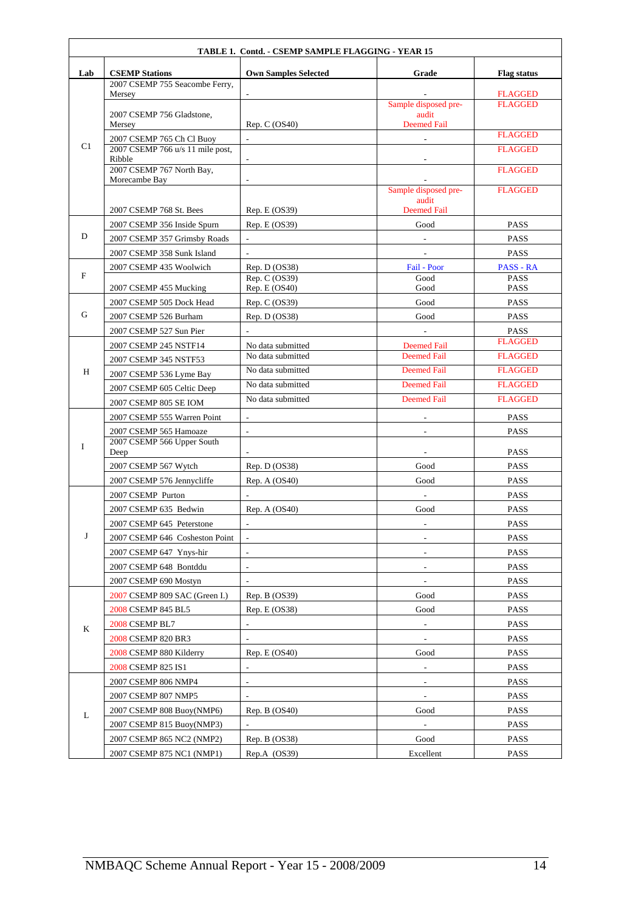| TABLE 1. Contd. - CSEMP SAMPLE FLAGGING - YEAR 15 | | | | |
|---|---|---|---|---|
| **Lab** | **CSEMP Stations** | **Own Samples Selected** | **Grade** | **Flag status** |
| C1 | 2007 CSEMP 755 Seacombe Ferry, Mersey | - | - | FLAGGED |
| | 2007 CSEMP 756 Gladstone, Mersey | Rep. C (OS40) | Sample disposed pre-audit Deemed Fail | FLAGGED |
| | 2007 CSEMP 765 Ch Cl Buoy | - | - | FLAGGED |
| | 2007 CSEMP 766 u/s 11 mile post, Ribble | - | - | FLAGGED |
| | 2007 CSEMP 767 North Bay, Morecambe Bay | - | - | FLAGGED |
| | 2007 CSEMP 768 St. Bees | Rep. E (OS39) | Sample disposed pre-audit Deemed Fail | FLAGGED |
| D | 2007 CSEMP 356 Inside Spurn | Rep. E (OS39) | Good | PASS |
| | 2007 CSEMP 357 Grimsby Roads | - | - | PASS |
| | 2007 CSEMP 358 Sunk Island | - | - | PASS |
| F | 2007 CSEMP 435 Woolwich | Rep. D (OS38) | Fail - Poor | PASS - RA |
| | 2007 CSEMP 455 Mucking | Rep. C (OS39)<br>Rep. E (OS40) | Good<br>Good | PASS<br>PASS |
| G | 2007 CSEMP 505 Dock Head | Rep. C (OS39) | Good | PASS |
| | 2007 CSEMP 526 Burham | Rep. D (OS38) | Good | PASS |
| | 2007 CSEMP 527 Sun Pier | - | - | PASS |
| H | 2007 CSEMP 245 NSTF14 | No data submitted | Deemed Fail | FLAGGED |
| | 2007 CSEMP 345 NSTF53 | No data submitted | Deemed Fail | FLAGGED |
| | 2007 CSEMP 536 Lyme Bay | No data submitted | Deemed Fail | FLAGGED |
| | 2007 CSEMP 605 Celtic Deep | No data submitted | Deemed Fail | FLAGGED |
| | 2007 CSEMP 805 SE IOM | No data submitted | Deemed Fail | FLAGGED |
| I | 2007 CSEMP 555 Warren Point | - | - | PASS |
| | 2007 CSEMP 565 Hamoaze | - | - | PASS |
| | 2007 CSEMP 566 Upper South Deep | - | - | PASS |
| | 2007 CSEMP 567 Wytch | Rep. D (OS38) | Good | PASS |
| | 2007 CSEMP 576 Jennycliffe | Rep. A (OS40) | Good | PASS |
| J | 2007 CSEMP Purton | - | - | PASS |
| | 2007 CSEMP 635 Bedwin | Rep. A (OS40) | Good | PASS |
| | 2007 CSEMP 645 Peterstone | - | - | PASS |
| | 2007 CSEMP 646 Cosheston Point | - | - | PASS |
| | 2007 CSEMP 647 Ynys-hir | - | - | PASS |
| | 2007 CSEMP 648 Bontddu | - | - | PASS |
| | 2007 CSEMP 690 Mostyn | - | - | PASS |
| K | 2007 CSEMP 809 SAC (Green I.) | Rep. B (OS39) | Good | PASS |
| | 2008 CSEMP 845 BL5 | Rep. E (OS38) | Good | PASS |
| | 2008 CSEMP BL7 | - | - | PASS |
| | 2008 CSEMP 820 BR3 | - | - | PASS |
| | 2008 CSEMP 880 Kilderry | Rep. E (OS40) | Good | PASS |
| | 2008 CSEMP 825 IS1 | - | - | PASS |
| L | 2007 CSEMP 806 NMP4 | - | - | PASS |
| | 2007 CSEMP 807 NMP5 | - | - | PASS |
| | 2007 CSEMP 808 Buoy(NMP6) | Rep. B (OS40) | Good | PASS |
| | 2007 CSEMP 815 Buoy(NMP3) | - | - | PASS |
| | 2007 CSEMP 865 NC2 (NMP2) | Rep. B (OS38) | Good | PASS |
| | 2007 CSEMP 875 NC1 (NMP1) | Rep.A (OS39) | Excellent | PASS |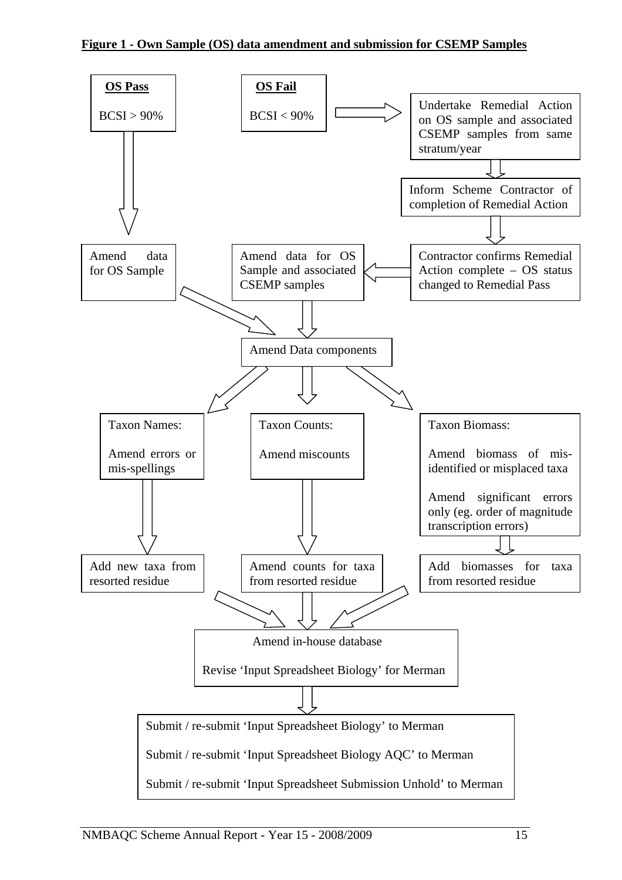**Figure 1 - Own Sample (OS) data amendment and submission for CSEMP Samples**

**OS Pass**

BCSI > 90%

**OS Fail**

BCSI < 90%

Undertake Remedial Action on OS sample and associated CSEMP samples from same stratum/year

Inform Scheme Contractor of completion of Remedial Action

Contractor confirms Remedial Action complete – OS status changed to Remedial Pass

Amend data for OS Sample

Amend data for OS Sample and associated CSEMP samples

Amend Data components

Taxon Names:

Amend errors or mis-spellings

Taxon Counts:

Amend miscounts

Taxon Biomass:

Amend biomass of mis-identified or misplaced taxa

Amend significant errors only (eg. order of magnitude transcription errors)

Add new taxa from resorted residue

Amend counts for taxa from resorted residue

Add biomasses for taxa from resorted residue

Amend in-house database

Revise 'Input Spreadsheet Biology' for Merman

Submit / re-submit 'Input Spreadsheet Biology' to Merman

Submit / re-submit 'Input Spreadsheet Biology AQC' to Merman

Submit / re-submit 'Input Spreadsheet Submission Unhold' to Merman